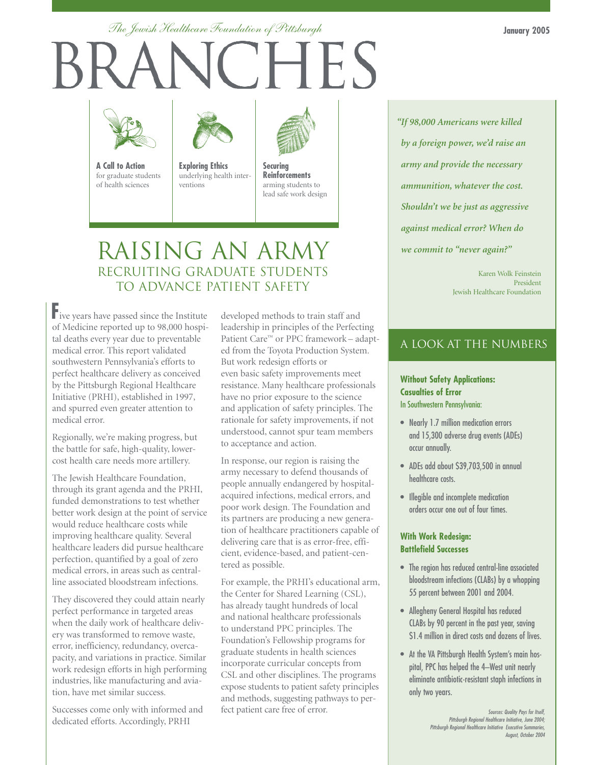*The Jewish Healthcare Foundation of Pittsburgh*

# BRANCHES

January 2005

**A Call to Action** for graduate students of health sciences

**Exploring Ethics** underlying health interventions

**Securing Reinforcements** arming students to lead safe work design

## RAISING AN ARMY

### RECRUITING GRADUATE STUDENTS TO ADVANCE PATIENT SAFETY

Five years have passed since the Institute of Medicine reported up to 98,000 hospital deaths every year due to preventable medical error. This report validated southwestern Pennsylvania's efforts to perfect healthcare delivery as conceived by the Pittsburgh Regional Healthcare Initiative (PRHI), established in 1997, and spurred even greater attention to medical error.

Regionally, we're making progress, but the battle for safe, high-quality, lower-cost health care needs more artillery.

The Jewish Healthcare Foundation, through its grant agenda and the PRHI, funded demonstrations to test whether better work design at the point of service would reduce healthcare costs while improving healthcare quality. Several healthcare leaders did pursue healthcare perfection, quantified by a goal of zero medical errors, in areas such as central-line associated bloodstream infections.

They discovered they could attain nearly perfect performance in targeted areas when the daily work of healthcare delivery was transformed to remove waste, error, inefficiency, redundancy, overcapacity, and variations in practice. Similar work redesign efforts in high performing industries, like manufacturing and aviation, have met similar success.

Successes come only with informed and dedicated efforts. Accordingly, PRHI developed methods to train staff and leadership in principles of the Perfecting Patient Care™ or PPC framework – adapted from the Toyota Production System. But work redesign efforts or even basic safety improvements meet resistance. Many healthcare professionals have no prior exposure to the science and application of safety principles. The rationale for safety improvements, if not understood, cannot spur team members to acceptance and action.

In response, our region is raising the army necessary to defend thousands of people annually endangered by hospital-acquired infections, medical errors, and poor work design. The Foundation and its partners are producing a new generation of healthcare practitioners capable of delivering care that is as error-free, efficient, evidence-based, and patient-centered as possible.

For example, the PRHI's educational arm, the Center for Shared Learning (CSL), has already taught hundreds of local and national healthcare professionals to understand PPC principles. The Foundation's Fellowship programs for graduate students in health sciences incorporate curricular concepts from CSL and other disciplines. The programs expose students to patient safety principles and methods, suggesting pathways to perfect patient care free of error.

*"If 98,000 Americans were killed by a foreign power, we'd raise an army and provide the necessary ammunition, whatever the cost. Shouldn't we be just as aggressive against medical error? When do we commit to "never again?"*

Karen Wolk Feinstein
President
Jewish Healthcare Foundation

## A LOOK AT THE NUMBERS

**Without Safety Applications: Casualties of Error**
In Southwestern Pennsylvania:

- Nearly 1.7 million medication errors and 15,300 adverse drug events (ADEs) occur annually.
- ADEs add about $39,703,500 in annual healthcare costs.
- Illegible and incomplete medication orders occur one out of four times.

**With Work Redesign: Battlefield Successes**

- The region has reduced central-line associated bloodstream infections (CLABs) by a whopping 55 percent between 2001 and 2004.
- Allegheny General Hospital has reduced CLABs by 90 percent in the past year, saving $1.4 million in direct costs and dozens of lives.
- At the VA Pittsburgh Health System's main hospital, PPC has helped the 4–West unit nearly eliminate antibiotic-resistant staph infections in only two years.

*Sources: Quality Pays for Itself, Pittsburgh Regional Healthcare Initiative, June 2004; Pittsburgh Regional Healthcare Initiative Executive Summaries, August, October 2004*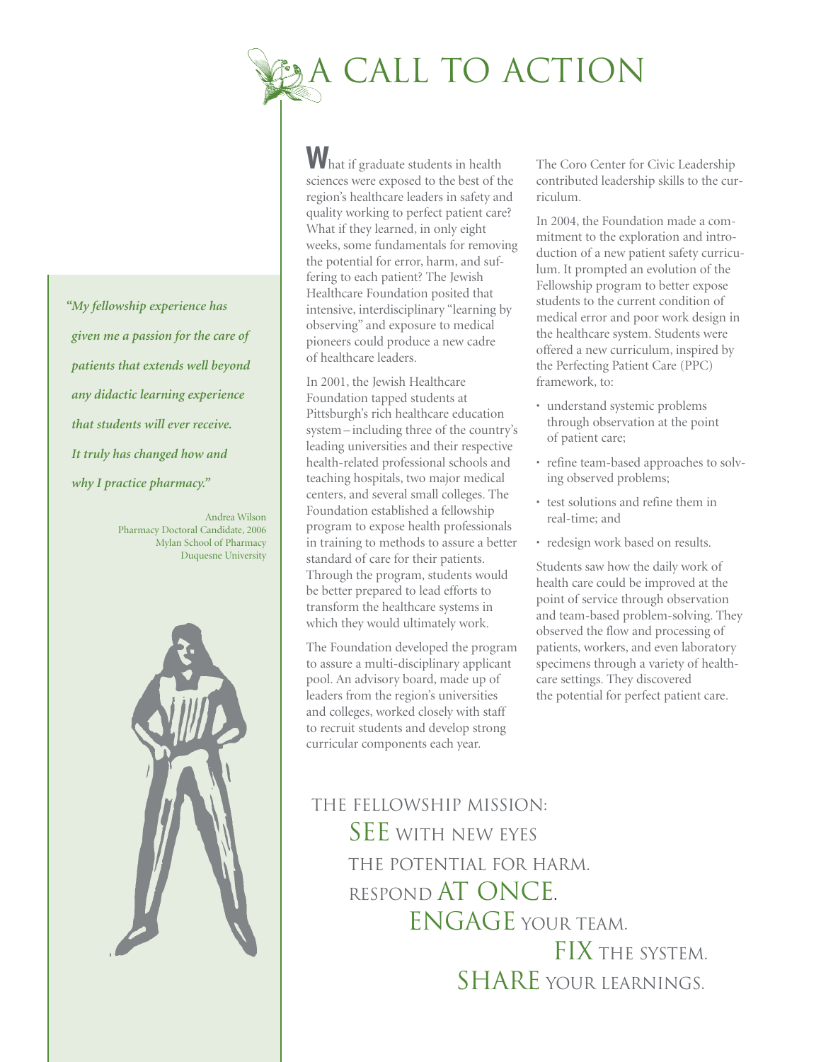# A CALL TO ACTION

*"My fellowship experience has given me a passion for the care of patients that extends well beyond any didactic learning experience that students will ever receive. It truly has changed how and why I practice pharmacy."*

Andrea Wilson
Pharmacy Doctoral Candidate, 2006
Mylan School of Pharmacy
Duquesne University

What if graduate students in health sciences were exposed to the best of the region's healthcare leaders in safety and quality working to perfect patient care? What if they learned, in only eight weeks, some fundamentals for removing the potential for error, harm, and suffering to each patient? The Jewish Healthcare Foundation posited that intensive, interdisciplinary "learning by observing" and exposure to medical pioneers could produce a new cadre of healthcare leaders.

In 2001, the Jewish Healthcare Foundation tapped students at Pittsburgh's rich healthcare education system – including three of the country's leading universities and their respective health-related professional schools and teaching hospitals, two major medical centers, and several small colleges. The Foundation established a fellowship program to expose health professionals in training to methods to assure a better standard of care for their patients. Through the program, students would be better prepared to lead efforts to transform the healthcare systems in which they would ultimately work.

The Foundation developed the program to assure a multi-disciplinary applicant pool. An advisory board, made up of leaders from the region's universities and colleges, worked closely with staff to recruit students and develop strong curricular components each year.

The Coro Center for Civic Leadership contributed leadership skills to the curriculum.

In 2004, the Foundation made a commitment to the exploration and introduction of a new patient safety curriculum. It prompted an evolution of the Fellowship program to better expose students to the current condition of medical error and poor work design in the healthcare system. Students were offered a new curriculum, inspired by the Perfecting Patient Care (PPC) framework, to:

- understand systemic problems through observation at the point of patient care;
- refine team-based approaches to solving observed problems;
- test solutions and refine them in real-time; and
- redesign work based on results.

Students saw how the daily work of health care could be improved at the point of service through observation and team-based problem-solving. They observed the flow and processing of patients, workers, and even laboratory specimens through a variety of healthcare settings. They discovered the potential for perfect patient care.

THE FELLOWSHIP MISSION:
SEE WITH NEW EYES
THE POTENTIAL FOR HARM.
RESPOND AT ONCE.
ENGAGE YOUR TEAM.
FIX THE SYSTEM.
SHARE YOUR LEARNINGS.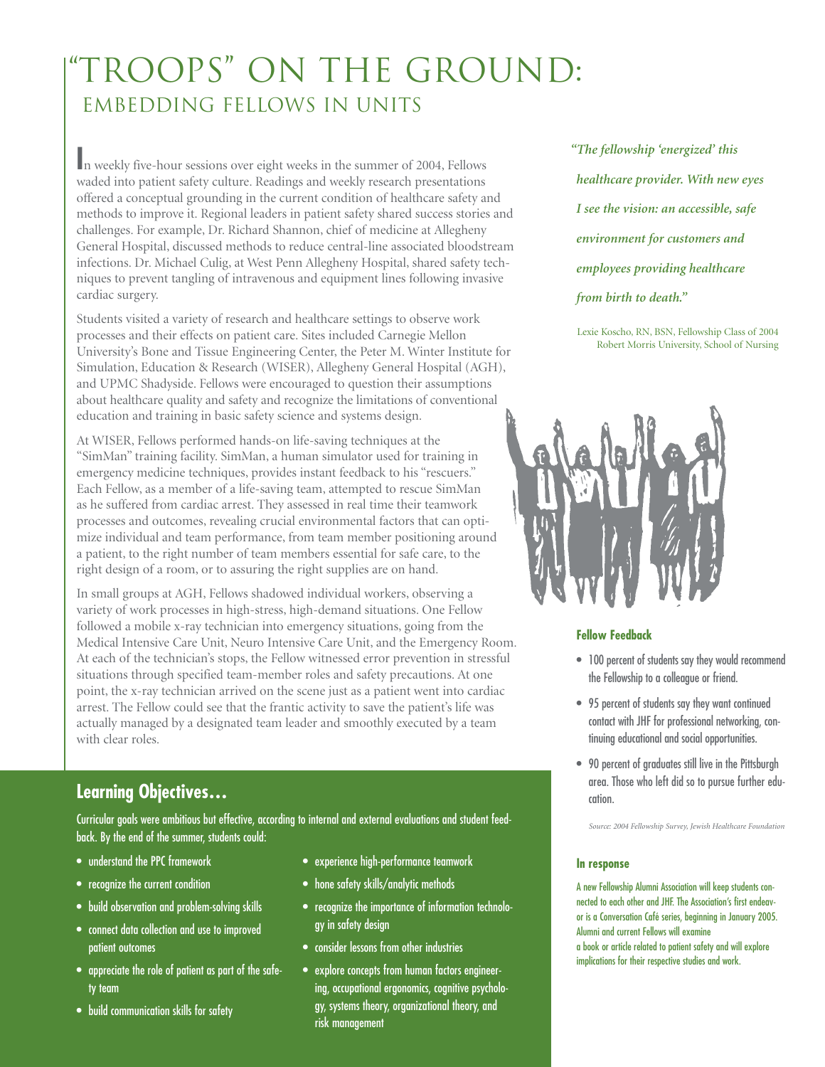# "TROOPS" ON THE GROUND:
## EMBEDDING FELLOWS IN UNITS

In weekly five-hour sessions over eight weeks in the summer of 2004, Fellows waded into patient safety culture. Readings and weekly research presentations offered a conceptual grounding in the current condition of healthcare safety and methods to improve it. Regional leaders in patient safety shared success stories and challenges. For example, Dr. Richard Shannon, chief of medicine at Allegheny General Hospital, discussed methods to reduce central-line associated bloodstream infections. Dr. Michael Culig, at West Penn Allegheny Hospital, shared safety techniques to prevent tangling of intravenous and equipment lines following invasive cardiac surgery.

Students visited a variety of research and healthcare settings to observe work processes and their effects on patient care. Sites included Carnegie Mellon University's Bone and Tissue Engineering Center, the Peter M. Winter Institute for Simulation, Education & Research (WISER), Allegheny General Hospital (AGH), and UPMC Shadyside. Fellows were encouraged to question their assumptions about healthcare quality and safety and recognize the limitations of conventional education and training in basic safety science and systems design.

At WISER, Fellows performed hands-on life-saving techniques at the "SimMan" training facility. SimMan, a human simulator used for training in emergency medicine techniques, provides instant feedback to his "rescuers." Each Fellow, as a member of a life-saving team, attempted to rescue SimMan as he suffered from cardiac arrest. They assessed in real time their teamwork processes and outcomes, revealing crucial environmental factors that can optimize individual and team performance, from team member positioning around a patient, to the right number of team members essential for safe care, to the right design of a room, or to assuring the right supplies are on hand.

In small groups at AGH, Fellows shadowed individual workers, observing a variety of work processes in high-stress, high-demand situations. One Fellow followed a mobile x-ray technician into emergency situations, going from the Medical Intensive Care Unit, Neuro Intensive Care Unit, and the Emergency Room. At each of the technician's stops, the Fellow witnessed error prevention in stressful situations through specified team-member roles and safety precautions. At one point, the x-ray technician arrived on the scene just as a patient went into cardiac arrest. The Fellow could see that the frantic activity to save the patient's life was actually managed by a designated team leader and smoothly executed by a team with clear roles.

## Learning Objectives…

Curricular goals were ambitious but effective, according to internal and external evaluations and student feedback. By the end of the summer, students could:

- understand the PPC framework
- recognize the current condition
- build observation and problem-solving skills
- connect data collection and use to improved patient outcomes
- appreciate the role of patient as part of the safety team
- build communication skills for safety
- experience high-performance teamwork
- hone safety skills/analytic methods
- recognize the importance of information technology in safety design
- consider lessons from other industries
- explore concepts from human factors engineering, occupational ergonomics, cognitive psychology, systems theory, organizational theory, and risk management

*"The fellowship 'energized' this healthcare provider. With new eyes I see the vision: an accessible, safe environment for customers and employees providing healthcare from birth to death."*

Lexie Koscho, RN, BSN, Fellowship Class of 2004
Robert Morris University, School of Nursing

### Fellow Feedback

- 100 percent of students say they would recommend the Fellowship to a colleague or friend.
- 95 percent of students say they want continued contact with JHF for professional networking, continuing educational and social opportunities.
- 90 percent of graduates still live in the Pittsburgh area. Those who left did so to pursue further education.

*Source: 2004 Fellowship Survey, Jewish Healthcare Foundation*

### In response

A new Fellowship Alumni Association will keep students connected to each other and JHF. The Association's first endeavor is a Conversation Café series, beginning in January 2005. Alumni and current Fellows will examine a book or article related to patient safety and will explore implications for their respective studies and work.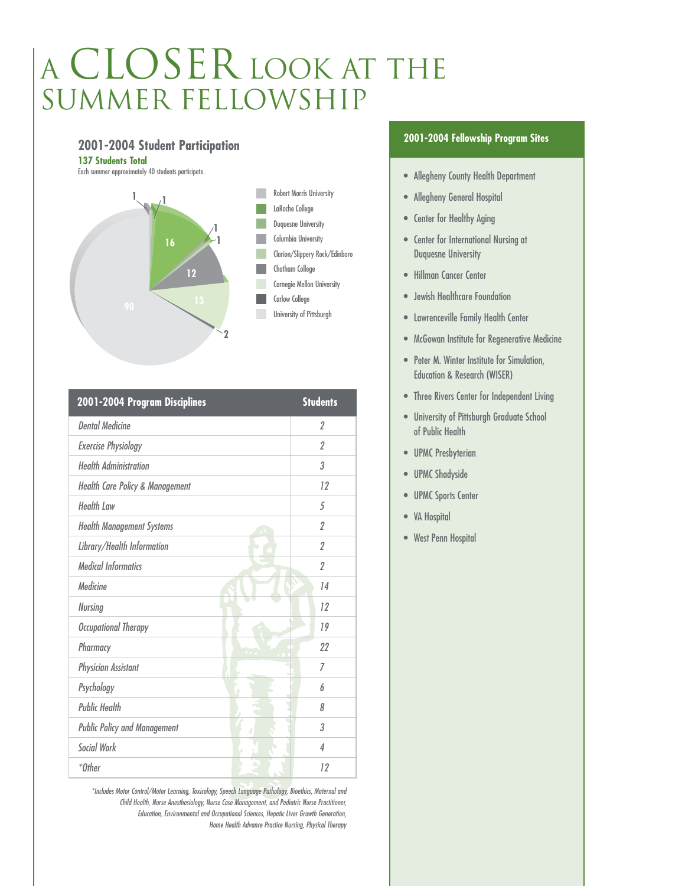# A CLOSER LOOK AT THE SUMMER FELLOWSHIP

## 2001-2004 Student Participation

**137 Students Total**

Each summer approximately 40 students participate.

- Robert Morris University: 1
- LaRoche College: 1
- Duquesne University: 16
- Columbia University: 1
- Clarion/Slippery Rock/Edinboro: 1
- Chatham College: 12
- Carnegie Mellon University: 13
- Carlow College: 2
- University of Pittsburgh: 90

| 2001-2004 Program Disciplines | Students |
|---|---|
| *Dental Medicine* | *2* |
| *Exercise Physiology* | *2* |
| *Health Administration* | *3* |
| *Health Care Policy & Management* | *12* |
| *Health Law* | *5* |
| *Health Management Systems* | *2* |
| *Library/Health Information* | *2* |
| *Medical Informatics* | *2* |
| *Medicine* | *14* |
| *Nursing* | *12* |
| *Occupational Therapy* | *19* |
| *Pharmacy* | *22* |
| *Physician Assistant* | *7* |
| *Psychology* | *6* |
| *Public Health* | *8* |
| *Public Policy and Management* | *3* |
| *Social Work* | *4* |
| *\*Other* | *12* |

*\*Includes Motor Control/Motor Learning, Toxicology, Speech Language Pathology, Bioethics, Maternal and Child Health, Nurse Anesthesiology, Nurse Case Management, and Pediatric Nurse Practitioner, Education, Environmental and Occupational Sciences, Hepatic Liver Growth Generation, Home Health Advance Practice Nursing, Physical Therapy*

## 2001-2004 Fellowship Program Sites

- Allegheny County Health Department
- Allegheny General Hospital
- Center for Healthy Aging
- Center for International Nursing at Duquesne University
- Hillman Cancer Center
- Jewish Healthcare Foundation
- Lawrenceville Family Health Center
- McGowan Institute for Regenerative Medicine
- Peter M. Winter Institute for Simulation, Education & Research (WISER)
- Three Rivers Center for Independent Living
- University of Pittsburgh Graduate School of Public Health
- UPMC Presbyterian
- UPMC Shadyside
- UPMC Sports Center
- VA Hospital
- West Penn Hospital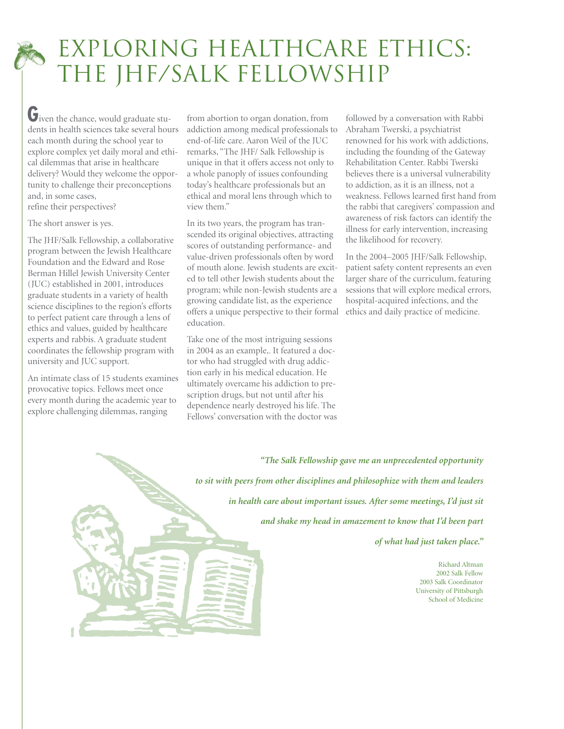# EXPLORING HEALTHCARE ETHICS: THE JHF/SALK FELLOWSHIP

Given the chance, would graduate students in health sciences take several hours each month during the school year to explore complex yet daily moral and ethical dilemmas that arise in healthcare delivery? Would they welcome the opportunity to challenge their preconceptions and, in some cases, refine their perspectives?

The short answer is yes.

The JHF/Salk Fellowship, a collaborative program between the Jewish Healthcare Foundation and the Edward and Rose Berman Hillel Jewish University Center (JUC) established in 2001, introduces graduate students in a variety of health science disciplines to the region's efforts to perfect patient care through a lens of ethics and values, guided by healthcare experts and rabbis. A graduate student coordinates the fellowship program with university and JUC support.

An intimate class of 15 students examines provocative topics. Fellows meet once every month during the academic year to explore challenging dilemmas, ranging from abortion to organ donation, from addiction among medical professionals to end-of-life care. Aaron Weil of the JUC remarks, "The JHF/ Salk Fellowship is unique in that it offers access not only to a whole panoply of issues confounding today's healthcare professionals but an ethical and moral lens through which to view them."

In its two years, the program has transcended its original objectives, attracting scores of outstanding performance- and value-driven professionals often by word of mouth alone. Jewish students are excited to tell other Jewish students about the program; while non-Jewish students are a growing candidate list, as the experience offers a unique perspective to their formal education.

Take one of the most intriguing sessions in 2004 as an example,. It featured a doctor who had struggled with drug addiction early in his medical education. He ultimately overcame his addiction to prescription drugs, but not until after his dependence nearly destroyed his life. The Fellows' conversation with the doctor was followed by a conversation with Rabbi Abraham Twerski, a psychiatrist renowned for his work with addictions, including the founding of the Gateway Rehabilitation Center. Rabbi Twerski believes there is a universal vulnerability to addiction, as it is an illness, not a weakness. Fellows learned first hand from the rabbi that caregivers' compassion and awareness of risk factors can identify the illness for early intervention, increasing the likelihood for recovery.

In the 2004–2005 JHF/Salk Fellowship, patient safety content represents an even larger share of the curriculum, featuring sessions that will explore medical errors, hospital-acquired infections, and the ethics and daily practice of medicine.

*"The Salk Fellowship gave me an unprecedented opportunity to sit with peers from other disciplines and philosophize with them and leaders in health care about important issues. After some meetings, I'd just sit and shake my head in amazement to know that I'd been part of what had just taken place."*

Richard Altman
2002 Salk Fellow
2003 Salk Coordinator
University of Pittsburgh
School of Medicine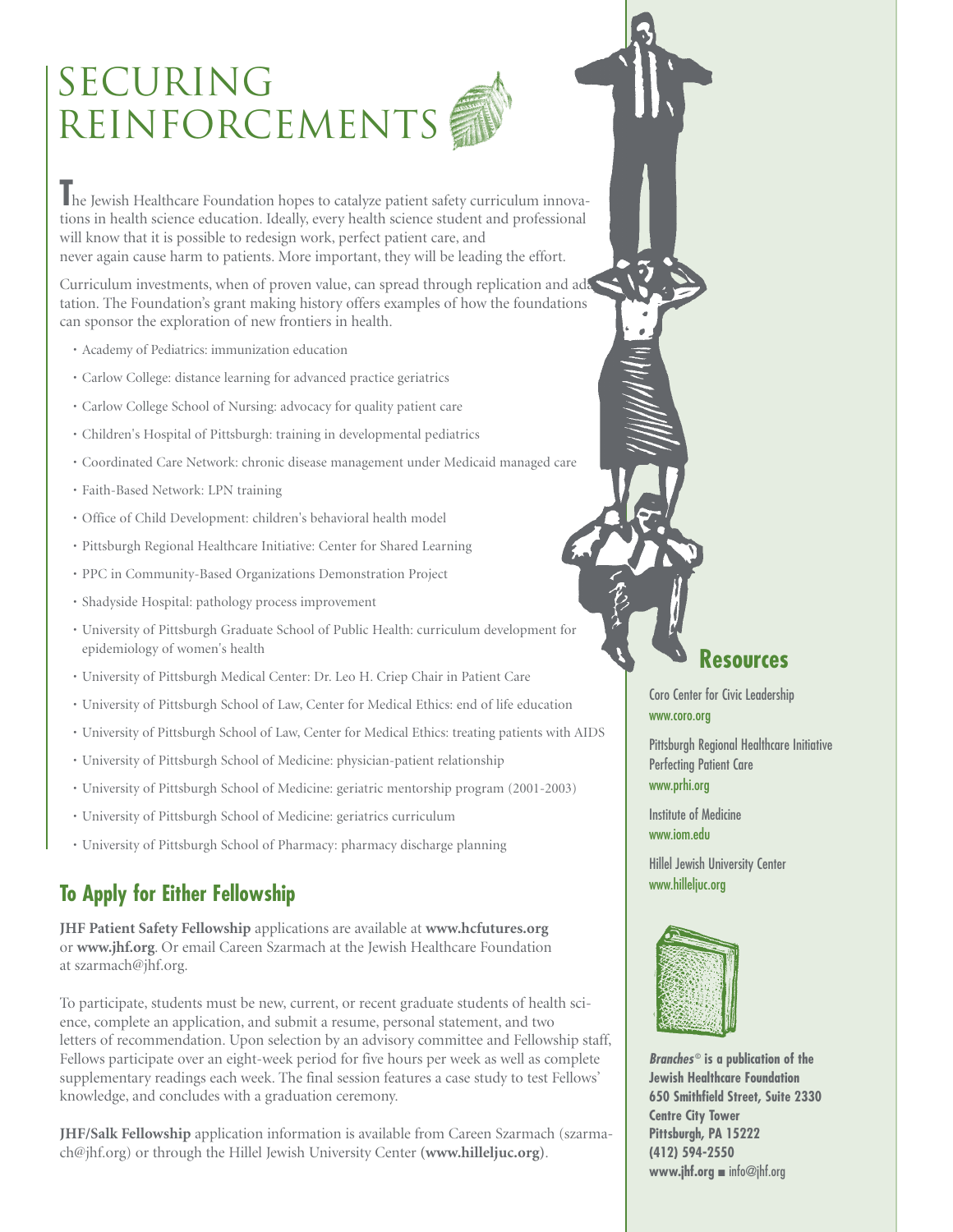# SECURING REINFORCEMENTS

The Jewish Healthcare Foundation hopes to catalyze patient safety curriculum innovations in health science education. Ideally, every health science student and professional will know that it is possible to redesign work, perfect patient care, and never again cause harm to patients. More important, they will be leading the effort.

Curriculum investments, when of proven value, can spread through replication and adaptation. The Foundation's grant making history offers examples of how the foundations can sponsor the exploration of new frontiers in health.

- Academy of Pediatrics: immunization education
- Carlow College: distance learning for advanced practice geriatrics
- Carlow College School of Nursing: advocacy for quality patient care
- Children's Hospital of Pittsburgh: training in developmental pediatrics
- Coordinated Care Network: chronic disease management under Medicaid managed care
- Faith-Based Network: LPN training
- Office of Child Development: children's behavioral health model
- Pittsburgh Regional Healthcare Initiative: Center for Shared Learning
- PPC in Community-Based Organizations Demonstration Project
- Shadyside Hospital: pathology process improvement
- University of Pittsburgh Graduate School of Public Health: curriculum development for epidemiology of women's health
- University of Pittsburgh Medical Center: Dr. Leo H. Criep Chair in Patient Care
- University of Pittsburgh School of Law, Center for Medical Ethics: end of life education
- University of Pittsburgh School of Law, Center for Medical Ethics: treating patients with AIDS
- University of Pittsburgh School of Medicine: physician-patient relationship
- University of Pittsburgh School of Medicine: geriatric mentorship program (2001-2003)
- University of Pittsburgh School of Medicine: geriatrics curriculum
- University of Pittsburgh School of Pharmacy: pharmacy discharge planning

## To Apply for Either Fellowship

**JHF Patient Safety Fellowship** applications are available at **www.hcfutures.org** or **www.jhf.org**. Or email Careen Szarmach at the Jewish Healthcare Foundation at szarmach@jhf.org.

To participate, students must be new, current, or recent graduate students of health science, complete an application, and submit a resume, personal statement, and two letters of recommendation. Upon selection by an advisory committee and Fellowship staff, Fellows participate over an eight-week period for five hours per week as well as complete supplementary readings each week. The final session features a case study to test Fellows' knowledge, and concludes with a graduation ceremony.

**JHF/Salk Fellowship** application information is available from Careen Szarmach (szarmach@jhf.org) or through the Hillel Jewish University Center (**www.hilleljuc.org**).

## Resources

Coro Center for Civic Leadership
www.coro.org

Pittsburgh Regional Healthcare Initiative
Perfecting Patient Care
www.prhi.org

Institute of Medicine
www.iom.edu

Hillel Jewish University Center
www.hilleljuc.org

***Branches*© is a publication of the Jewish Healthcare Foundation**
**650 Smithfield Street, Suite 2330**
**Centre City Tower**
**Pittsburgh, PA 15222**
**(412) 594-2550**
**www.jhf.org** ■ info@jhf.org